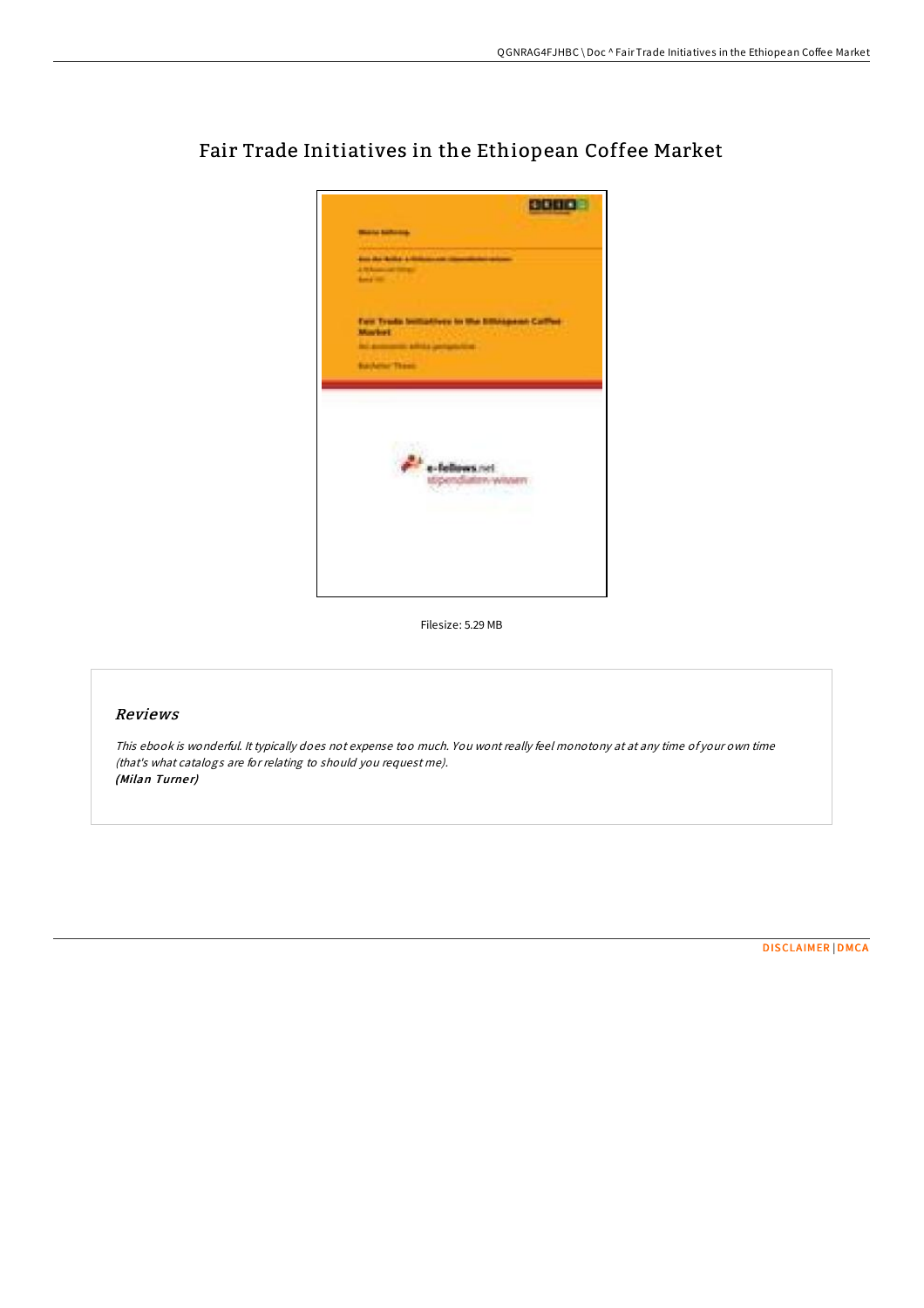# Fair Trade Initiatives in the Ethiopean Coffee Market

Filesize: 5.29 MB

## Reviews

*This ebook is wonderful. It typically does not expense too much. You wont really feel monotony at at any time of your own time (that's what catalogs are for relating to should you request me).*
***(Milan Turner)***

DISCLAIMER | DMCA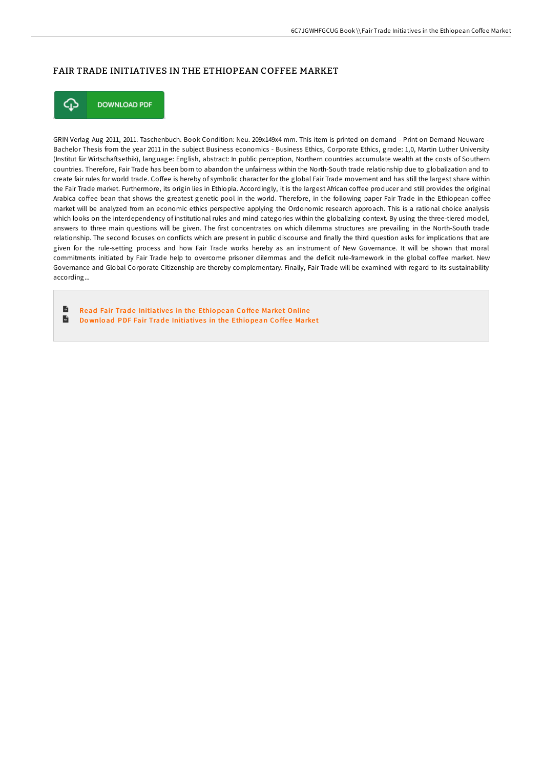# FAIR TRADE INITIATIVES IN THE ETHIOPEAN COFFEE MARKET

DOWNLOAD PDF

GRIN Verlag Aug 2011, 2011. Taschenbuch. Book Condition: Neu. 209x149x4 mm. This item is printed on demand - Print on Demand Neuware - Bachelor Thesis from the year 2011 in the subject Business economics - Business Ethics, Corporate Ethics, grade: 1,0, Martin Luther University (Institut für Wirtschaftsethik), language: English, abstract: In public perception, Northern countries accumulate wealth at the costs of Southern countries. Therefore, Fair Trade has been born to abandon the unfairness within the North-South trade relationship due to globalization and to create fair rules for world trade. Coffee is hereby of symbolic character for the global Fair Trade movement and has still the largest share within the Fair Trade market. Furthermore, its origin lies in Ethiopia. Accordingly, it is the largest African coffee producer and still provides the original Arabica coffee bean that shows the greatest genetic pool in the world. Therefore, in the following paper Fair Trade in the Ethiopean coffee market will be analyzed from an economic ethics perspective applying the Ordonomic research approach. This is a rational choice analysis which looks on the interdependency of institutional rules and mind categories within the globalizing context. By using the three-tiered model, answers to three main questions will be given. The first concentrates on which dilemma structures are prevailing in the North-South trade relationship. The second focuses on conflicts which are present in public discourse and finally the third question asks for implications that are given for the rule-setting process and how Fair Trade works hereby as an instrument of New Governance. It will be shown that moral commitments initiated by Fair Trade help to overcome prisoner dilemmas and the deficit rule-framework in the global coffee market. New Governance and Global Corporate Citizenship are thereby complementary. Finally, Fair Trade will be examined with regard to its sustainability according...

- Read Fair Trade Initiatives in the Ethiopean Coffee Market Online
- Download PDF Fair Trade Initiatives in the Ethiopean Coffee Market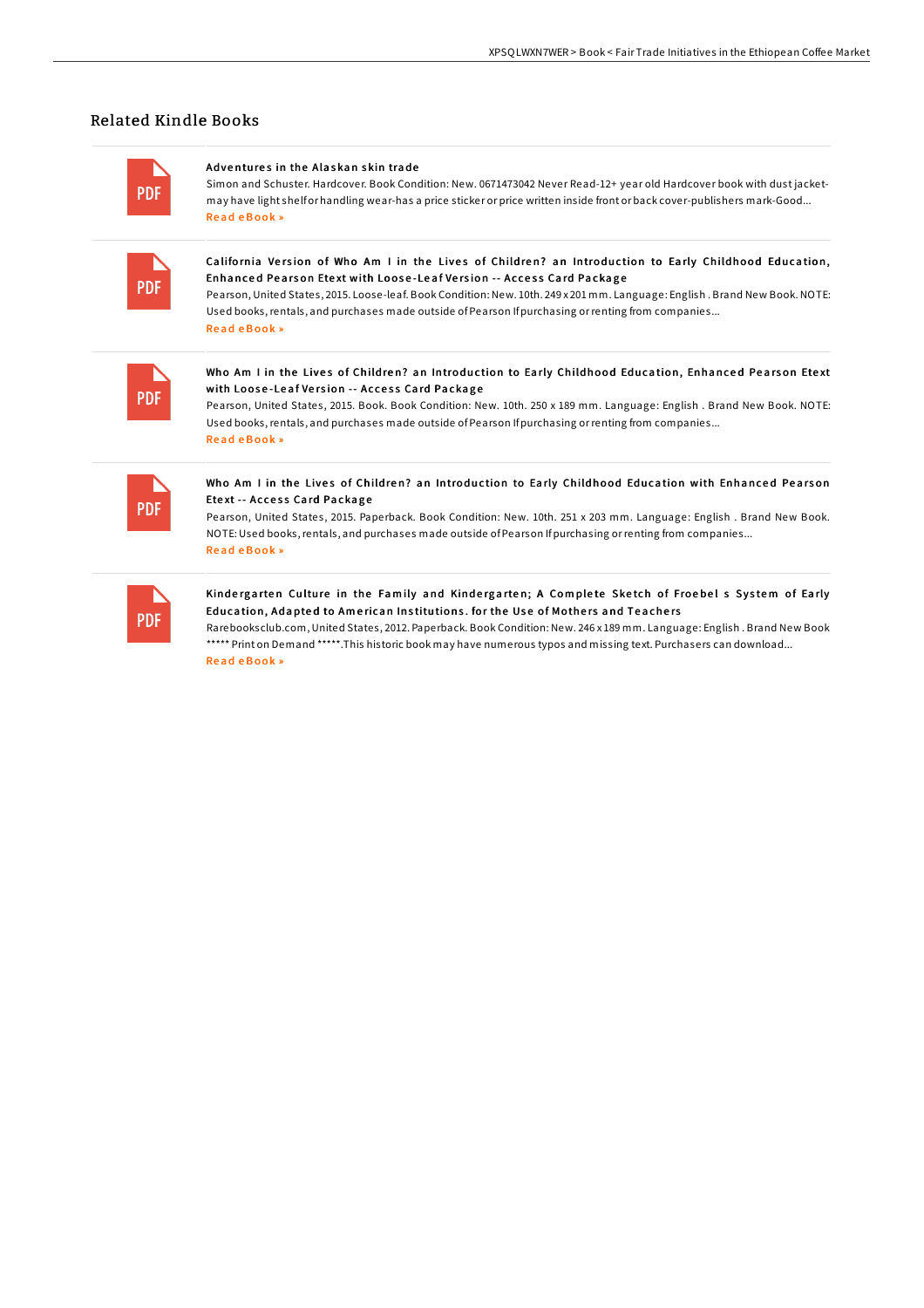## Related Kindle Books

PDF

**Adventures in the Alaskan skin trade**

Simon and Schuster. Hardcover. Book Condition: New. 0671473042 Never Read-12+ year old Hardcover book with dust jacket-may have light shelf or handling wear-has a price sticker or price written inside front or back cover-publishers mark-Good...

Read eBook »

PDF

**California Version of Who Am I in the Lives of Children? an Introduction to Early Childhood Education, Enhanced Pearson Etext with Loose-Leaf Version -- Access Card Package**

Pearson, United States, 2015. Loose-leaf. Book Condition: New. 10th. 249 x 201 mm. Language: English . Brand New Book. NOTE: Used books, rentals, and purchases made outside of Pearson If purchasing or renting from companies...

Read eBook »

PDF

**Who Am I in the Lives of Children? an Introduction to Early Childhood Education, Enhanced Pearson Etext with Loose-Leaf Version -- Access Card Package**

Pearson, United States, 2015. Book. Book Condition: New. 10th. 250 x 189 mm. Language: English . Brand New Book. NOTE: Used books, rentals, and purchases made outside of Pearson If purchasing or renting from companies...

Read eBook »

PDF

**Who Am I in the Lives of Children? an Introduction to Early Childhood Education with Enhanced Pearson Etext -- Access Card Package**

Pearson, United States, 2015. Paperback. Book Condition: New. 10th. 251 x 203 mm. Language: English . Brand New Book. NOTE: Used books, rentals, and purchases made outside of Pearson If purchasing or renting from companies...

Read eBook »

PDF

**Kindergarten Culture in the Family and Kindergarten; A Complete Sketch of Froebel s System of Early Education, Adapted to American Institutions. for the Use of Mothers and Teachers**

Rarebooksclub.com, United States, 2012. Paperback. Book Condition: New. 246 x 189 mm. Language: English . Brand New Book ***** Print on Demand *****.This historic book may have numerous typos and missing text. Purchasers can download...

Read eBook »